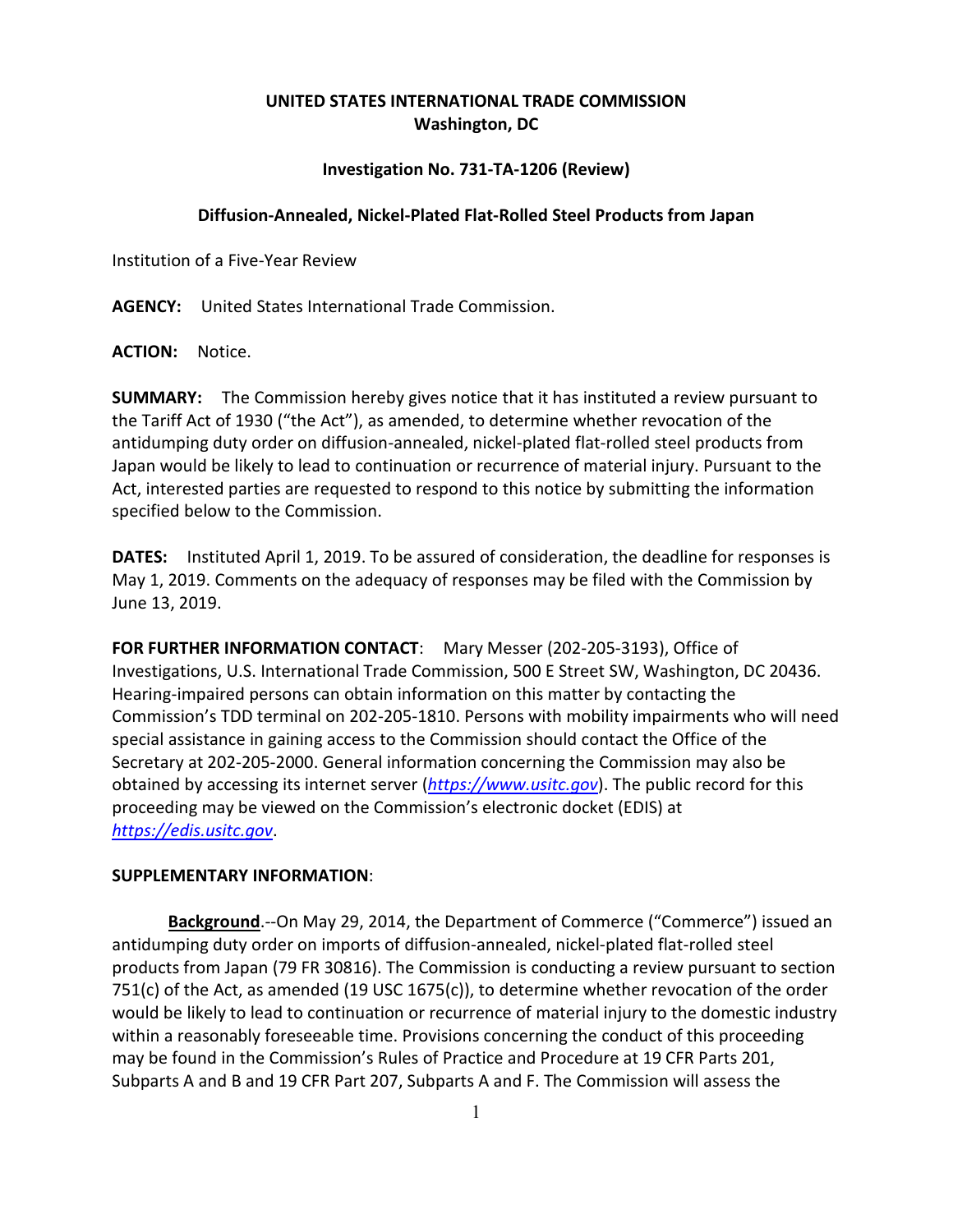**UNITED STATES INTERNATIONAL TRADE COMMISSION**
**Washington, DC**

**Investigation No. 731-TA-1206 (Review)**

**Diffusion-Annealed, Nickel-Plated Flat-Rolled Steel Products from Japan**

Institution of a Five-Year Review

**AGENCY:** United States International Trade Commission.

**ACTION:** Notice.

**SUMMARY:** The Commission hereby gives notice that it has instituted a review pursuant to the Tariff Act of 1930 ("the Act"), as amended, to determine whether revocation of the antidumping duty order on diffusion-annealed, nickel-plated flat-rolled steel products from Japan would be likely to lead to continuation or recurrence of material injury. Pursuant to the Act, interested parties are requested to respond to this notice by submitting the information specified below to the Commission.

**DATES:** Instituted April 1, 2019. To be assured of consideration, the deadline for responses is May 1, 2019. Comments on the adequacy of responses may be filed with the Commission by June 13, 2019.

**FOR FURTHER INFORMATION CONTACT**: Mary Messer (202-205-3193), Office of Investigations, U.S. International Trade Commission, 500 E Street SW, Washington, DC 20436. Hearing-impaired persons can obtain information on this matter by contacting the Commission's TDD terminal on 202-205-1810. Persons with mobility impairments who will need special assistance in gaining access to the Commission should contact the Office of the Secretary at 202-205-2000. General information concerning the Commission may also be obtained by accessing its internet server (*https://www.usitc.gov*). The public record for this proceeding may be viewed on the Commission's electronic docket (EDIS) at *https://edis.usitc.gov*.

**SUPPLEMENTARY INFORMATION**:

**Background**.--On May 29, 2014, the Department of Commerce ("Commerce") issued an antidumping duty order on imports of diffusion-annealed, nickel-plated flat-rolled steel products from Japan (79 FR 30816). The Commission is conducting a review pursuant to section 751(c) of the Act, as amended (19 USC 1675(c)), to determine whether revocation of the order would be likely to lead to continuation or recurrence of material injury to the domestic industry within a reasonably foreseeable time. Provisions concerning the conduct of this proceeding may be found in the Commission's Rules of Practice and Procedure at 19 CFR Parts 201, Subparts A and B and 19 CFR Part 207, Subparts A and F. The Commission will assess the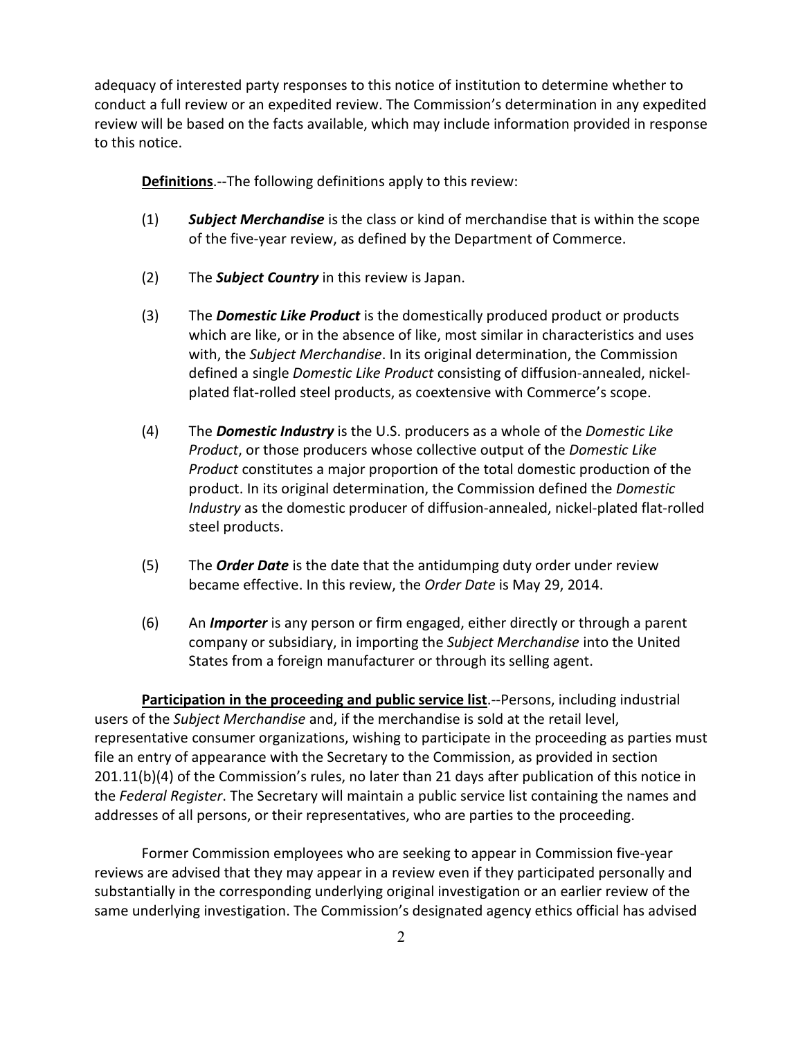adequacy of interested party responses to this notice of institution to determine whether to conduct a full review or an expedited review. The Commission's determination in any expedited review will be based on the facts available, which may include information provided in response to this notice.

**Definitions**.--The following definitions apply to this review:

(1) ***Subject Merchandise*** is the class or kind of merchandise that is within the scope of the five-year review, as defined by the Department of Commerce.

(2) The ***Subject Country*** in this review is Japan.

(3) The ***Domestic Like Product*** is the domestically produced product or products which are like, or in the absence of like, most similar in characteristics and uses with, the *Subject Merchandise*. In its original determination, the Commission defined a single *Domestic Like Product* consisting of diffusion-annealed, nickel-plated flat-rolled steel products, as coextensive with Commerce's scope.

(4) The ***Domestic Industry*** is the U.S. producers as a whole of the *Domestic Like Product*, or those producers whose collective output of the *Domestic Like Product* constitutes a major proportion of the total domestic production of the product. In its original determination, the Commission defined the *Domestic Industry* as the domestic producer of diffusion-annealed, nickel-plated flat-rolled steel products.

(5) The ***Order Date*** is the date that the antidumping duty order under review became effective. In this review, the *Order Date* is May 29, 2014.

(6) An ***Importer*** is any person or firm engaged, either directly or through a parent company or subsidiary, in importing the *Subject Merchandise* into the United States from a foreign manufacturer or through its selling agent.

**Participation in the proceeding and public service list**.--Persons, including industrial users of the *Subject Merchandise* and, if the merchandise is sold at the retail level, representative consumer organizations, wishing to participate in the proceeding as parties must file an entry of appearance with the Secretary to the Commission, as provided in section 201.11(b)(4) of the Commission's rules, no later than 21 days after publication of this notice in the *Federal Register*. The Secretary will maintain a public service list containing the names and addresses of all persons, or their representatives, who are parties to the proceeding.

Former Commission employees who are seeking to appear in Commission five-year reviews are advised that they may appear in a review even if they participated personally and substantially in the corresponding underlying original investigation or an earlier review of the same underlying investigation. The Commission's designated agency ethics official has advised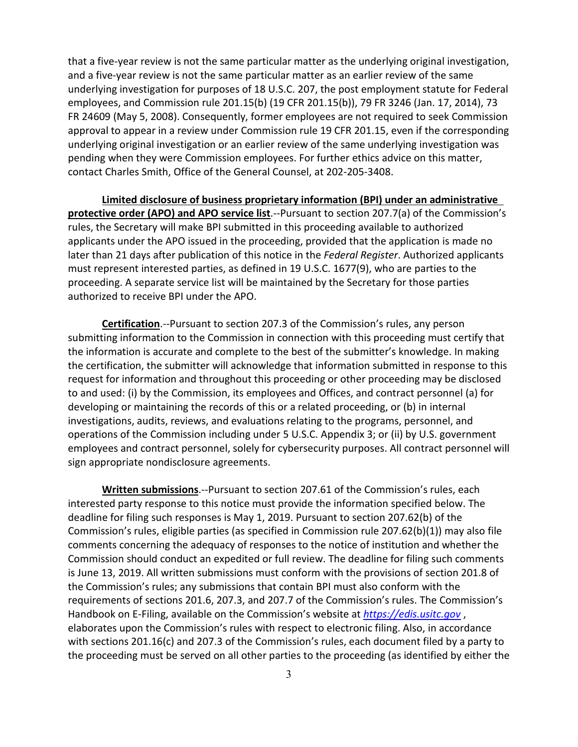that a five-year review is not the same particular matter as the underlying original investigation, and a five-year review is not the same particular matter as an earlier review of the same underlying investigation for purposes of 18 U.S.C. 207, the post employment statute for Federal employees, and Commission rule 201.15(b) (19 CFR 201.15(b)), 79 FR 3246 (Jan. 17, 2014), 73 FR 24609 (May 5, 2008). Consequently, former employees are not required to seek Commission approval to appear in a review under Commission rule 19 CFR 201.15, even if the corresponding underlying original investigation or an earlier review of the same underlying investigation was pending when they were Commission employees. For further ethics advice on this matter, contact Charles Smith, Office of the General Counsel, at 202-205-3408.

**Limited disclosure of business proprietary information (BPI) under an administrative protective order (APO) and APO service list**.--Pursuant to section 207.7(a) of the Commission's rules, the Secretary will make BPI submitted in this proceeding available to authorized applicants under the APO issued in the proceeding, provided that the application is made no later than 21 days after publication of this notice in the *Federal Register*. Authorized applicants must represent interested parties, as defined in 19 U.S.C. 1677(9), who are parties to the proceeding. A separate service list will be maintained by the Secretary for those parties authorized to receive BPI under the APO.

**Certification**.--Pursuant to section 207.3 of the Commission's rules, any person submitting information to the Commission in connection with this proceeding must certify that the information is accurate and complete to the best of the submitter's knowledge. In making the certification, the submitter will acknowledge that information submitted in response to this request for information and throughout this proceeding or other proceeding may be disclosed to and used: (i) by the Commission, its employees and Offices, and contract personnel (a) for developing or maintaining the records of this or a related proceeding, or (b) in internal investigations, audits, reviews, and evaluations relating to the programs, personnel, and operations of the Commission including under 5 U.S.C. Appendix 3; or (ii) by U.S. government employees and contract personnel, solely for cybersecurity purposes. All contract personnel will sign appropriate nondisclosure agreements.

**Written submissions**.--Pursuant to section 207.61 of the Commission's rules, each interested party response to this notice must provide the information specified below. The deadline for filing such responses is May 1, 2019. Pursuant to section 207.62(b) of the Commission's rules, eligible parties (as specified in Commission rule 207.62(b)(1)) may also file comments concerning the adequacy of responses to the notice of institution and whether the Commission should conduct an expedited or full review. The deadline for filing such comments is June 13, 2019. All written submissions must conform with the provisions of section 201.8 of the Commission's rules; any submissions that contain BPI must also conform with the requirements of sections 201.6, 207.3, and 207.7 of the Commission's rules. The Commission's Handbook on E-Filing, available on the Commission's website at *https://edis.usitc.gov* , elaborates upon the Commission's rules with respect to electronic filing. Also, in accordance with sections 201.16(c) and 207.3 of the Commission's rules, each document filed by a party to the proceeding must be served on all other parties to the proceeding (as identified by either the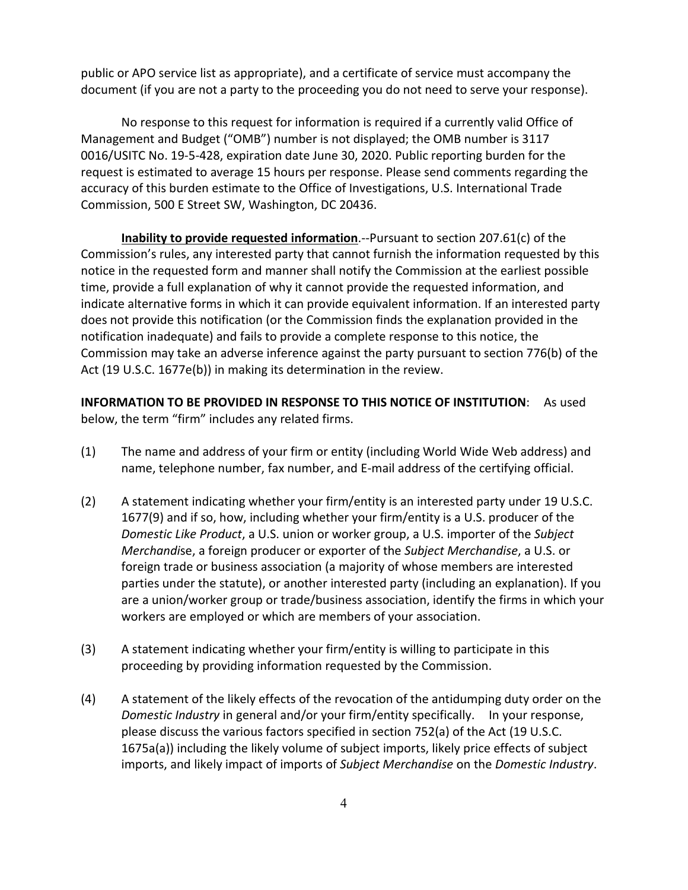public or APO service list as appropriate), and a certificate of service must accompany the document (if you are not a party to the proceeding you do not need to serve your response).

No response to this request for information is required if a currently valid Office of Management and Budget ("OMB") number is not displayed; the OMB number is 3117 0016/USITC No. 19-5-428, expiration date June 30, 2020. Public reporting burden for the request is estimated to average 15 hours per response. Please send comments regarding the accuracy of this burden estimate to the Office of Investigations, U.S. International Trade Commission, 500 E Street SW, Washington, DC 20436.

**Inability to provide requested information**.--Pursuant to section 207.61(c) of the Commission's rules, any interested party that cannot furnish the information requested by this notice in the requested form and manner shall notify the Commission at the earliest possible time, provide a full explanation of why it cannot provide the requested information, and indicate alternative forms in which it can provide equivalent information. If an interested party does not provide this notification (or the Commission finds the explanation provided in the notification inadequate) and fails to provide a complete response to this notice, the Commission may take an adverse inference against the party pursuant to section 776(b) of the Act (19 U.S.C. 1677e(b)) in making its determination in the review.

**INFORMATION TO BE PROVIDED IN RESPONSE TO THIS NOTICE OF INSTITUTION**: As used below, the term "firm" includes any related firms.

(1) The name and address of your firm or entity (including World Wide Web address) and name, telephone number, fax number, and E-mail address of the certifying official.

(2) A statement indicating whether your firm/entity is an interested party under 19 U.S.C. 1677(9) and if so, how, including whether your firm/entity is a U.S. producer of the *Domestic Like Product*, a U.S. union or worker group, a U.S. importer of the *Subject Merchandise*, a foreign producer or exporter of the *Subject Merchandise*, a U.S. or foreign trade or business association (a majority of whose members are interested parties under the statute), or another interested party (including an explanation). If you are a union/worker group or trade/business association, identify the firms in which your workers are employed or which are members of your association.

(3) A statement indicating whether your firm/entity is willing to participate in this proceeding by providing information requested by the Commission.

(4) A statement of the likely effects of the revocation of the antidumping duty order on the *Domestic Industry* in general and/or your firm/entity specifically. In your response, please discuss the various factors specified in section 752(a) of the Act (19 U.S.C. 1675a(a)) including the likely volume of subject imports, likely price effects of subject imports, and likely impact of imports of *Subject Merchandise* on the *Domestic Industry*.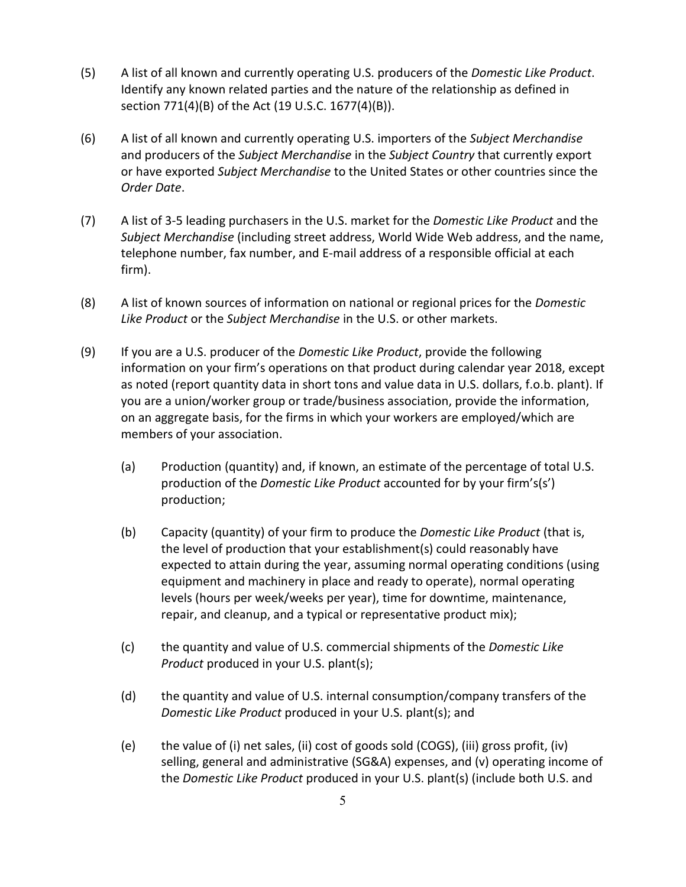(5) A list of all known and currently operating U.S. producers of the *Domestic Like Product*. Identify any known related parties and the nature of the relationship as defined in section 771(4)(B) of the Act (19 U.S.C. 1677(4)(B)).

(6) A list of all known and currently operating U.S. importers of the *Subject Merchandise* and producers of the *Subject Merchandise* in the *Subject Country* that currently export or have exported *Subject Merchandise* to the United States or other countries since the *Order Date*.

(7) A list of 3-5 leading purchasers in the U.S. market for the *Domestic Like Product* and the *Subject Merchandise* (including street address, World Wide Web address, and the name, telephone number, fax number, and E-mail address of a responsible official at each firm).

(8) A list of known sources of information on national or regional prices for the *Domestic Like Product* or the *Subject Merchandise* in the U.S. or other markets.

(9) If you are a U.S. producer of the *Domestic Like Product*, provide the following information on your firm's operations on that product during calendar year 2018, except as noted (report quantity data in short tons and value data in U.S. dollars, f.o.b. plant). If you are a union/worker group or trade/business association, provide the information, on an aggregate basis, for the firms in which your workers are employed/which are members of your association.

   (a) Production (quantity) and, if known, an estimate of the percentage of total U.S. production of the *Domestic Like Product* accounted for by your firm's(s') production;

   (b) Capacity (quantity) of your firm to produce the *Domestic Like Product* (that is, the level of production that your establishment(s) could reasonably have expected to attain during the year, assuming normal operating conditions (using equipment and machinery in place and ready to operate), normal operating levels (hours per week/weeks per year), time for downtime, maintenance, repair, and cleanup, and a typical or representative product mix);

   (c) the quantity and value of U.S. commercial shipments of the *Domestic Like Product* produced in your U.S. plant(s);

   (d) the quantity and value of U.S. internal consumption/company transfers of the *Domestic Like Product* produced in your U.S. plant(s); and

   (e) the value of (i) net sales, (ii) cost of goods sold (COGS), (iii) gross profit, (iv) selling, general and administrative (SG&A) expenses, and (v) operating income of the *Domestic Like Product* produced in your U.S. plant(s) (include both U.S. and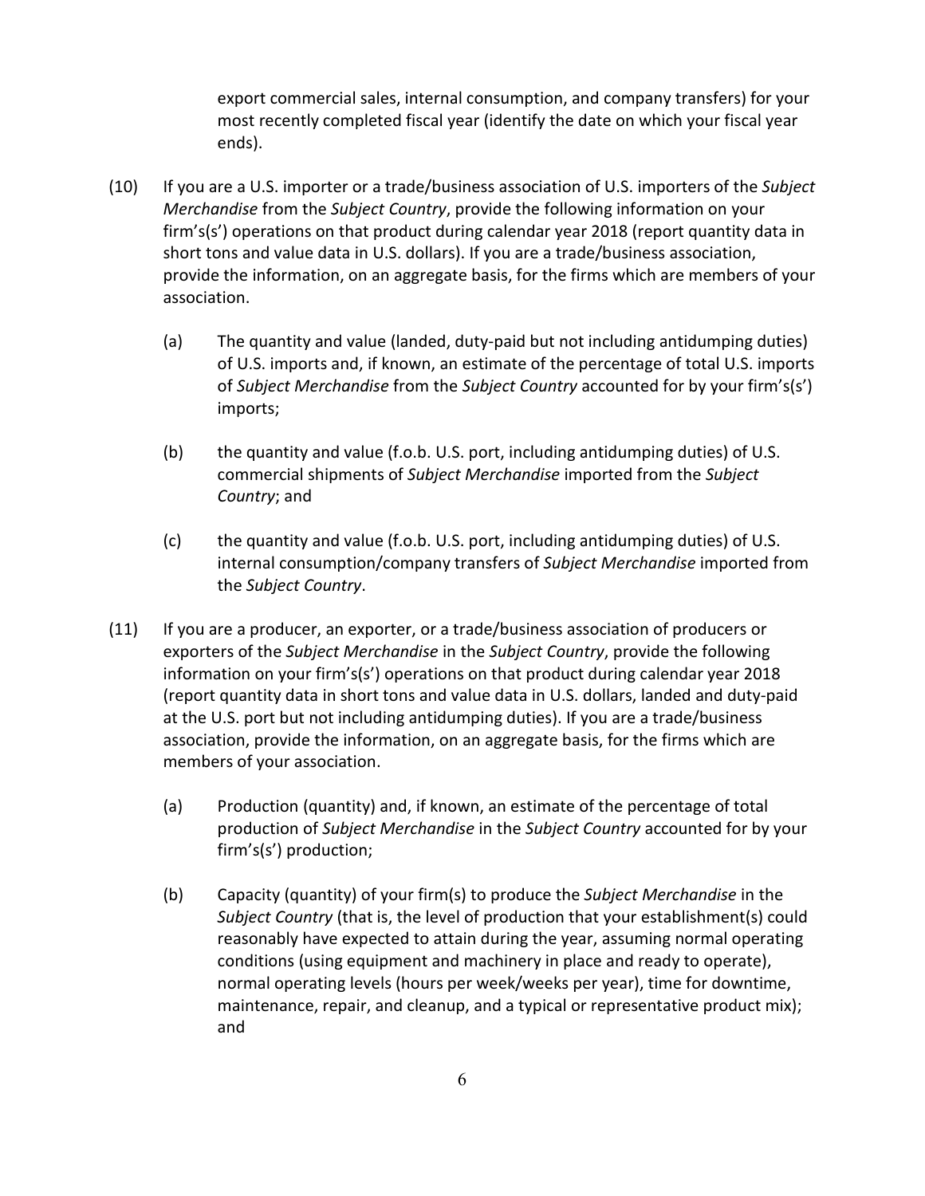export commercial sales, internal consumption, and company transfers) for your most recently completed fiscal year (identify the date on which your fiscal year ends).

(10) If you are a U.S. importer or a trade/business association of U.S. importers of the *Subject Merchandise* from the *Subject Country*, provide the following information on your firm's(s') operations on that product during calendar year 2018 (report quantity data in short tons and value data in U.S. dollars). If you are a trade/business association, provide the information, on an aggregate basis, for the firms which are members of your association.

   (a) The quantity and value (landed, duty-paid but not including antidumping duties) of U.S. imports and, if known, an estimate of the percentage of total U.S. imports of *Subject Merchandise* from the *Subject Country* accounted for by your firm's(s') imports;

   (b) the quantity and value (f.o.b. U.S. port, including antidumping duties) of U.S. commercial shipments of *Subject Merchandise* imported from the *Subject Country*; and

   (c) the quantity and value (f.o.b. U.S. port, including antidumping duties) of U.S. internal consumption/company transfers of *Subject Merchandise* imported from the *Subject Country*.

(11) If you are a producer, an exporter, or a trade/business association of producers or exporters of the *Subject Merchandise* in the *Subject Country*, provide the following information on your firm's(s') operations on that product during calendar year 2018 (report quantity data in short tons and value data in U.S. dollars, landed and duty-paid at the U.S. port but not including antidumping duties). If you are a trade/business association, provide the information, on an aggregate basis, for the firms which are members of your association.

   (a) Production (quantity) and, if known, an estimate of the percentage of total production of *Subject Merchandise* in the *Subject Country* accounted for by your firm's(s') production;

   (b) Capacity (quantity) of your firm(s) to produce the *Subject Merchandise* in the *Subject Country* (that is, the level of production that your establishment(s) could reasonably have expected to attain during the year, assuming normal operating conditions (using equipment and machinery in place and ready to operate), normal operating levels (hours per week/weeks per year), time for downtime, maintenance, repair, and cleanup, and a typical or representative product mix); and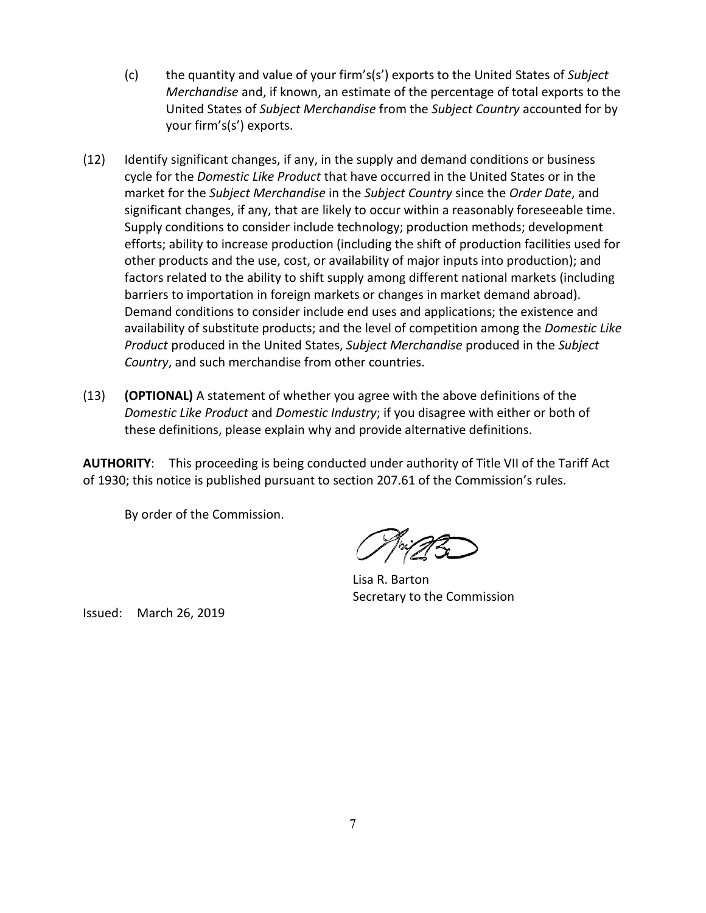(c) the quantity and value of your firm's(s') exports to the United States of *Subject Merchandise* and, if known, an estimate of the percentage of total exports to the United States of *Subject Merchandise* from the *Subject Country* accounted for by your firm's(s') exports.

(12) Identify significant changes, if any, in the supply and demand conditions or business cycle for the *Domestic Like Product* that have occurred in the United States or in the market for the *Subject Merchandise* in the *Subject Country* since the *Order Date*, and significant changes, if any, that are likely to occur within a reasonably foreseeable time. Supply conditions to consider include technology; production methods; development efforts; ability to increase production (including the shift of production facilities used for other products and the use, cost, or availability of major inputs into production); and factors related to the ability to shift supply among different national markets (including barriers to importation in foreign markets or changes in market demand abroad). Demand conditions to consider include end uses and applications; the existence and availability of substitute products; and the level of competition among the *Domestic Like Product* produced in the United States, *Subject Merchandise* produced in the *Subject Country*, and such merchandise from other countries.

(13) **(OPTIONAL)** A statement of whether you agree with the above definitions of the *Domestic Like Product* and *Domestic Industry*; if you disagree with either or both of these definitions, please explain why and provide alternative definitions.

**AUTHORITY**: This proceeding is being conducted under authority of Title VII of the Tariff Act of 1930; this notice is published pursuant to section 207.61 of the Commission's rules.

By order of the Commission.

Lisa R. Barton
Secretary to the Commission

Issued: March 26, 2019